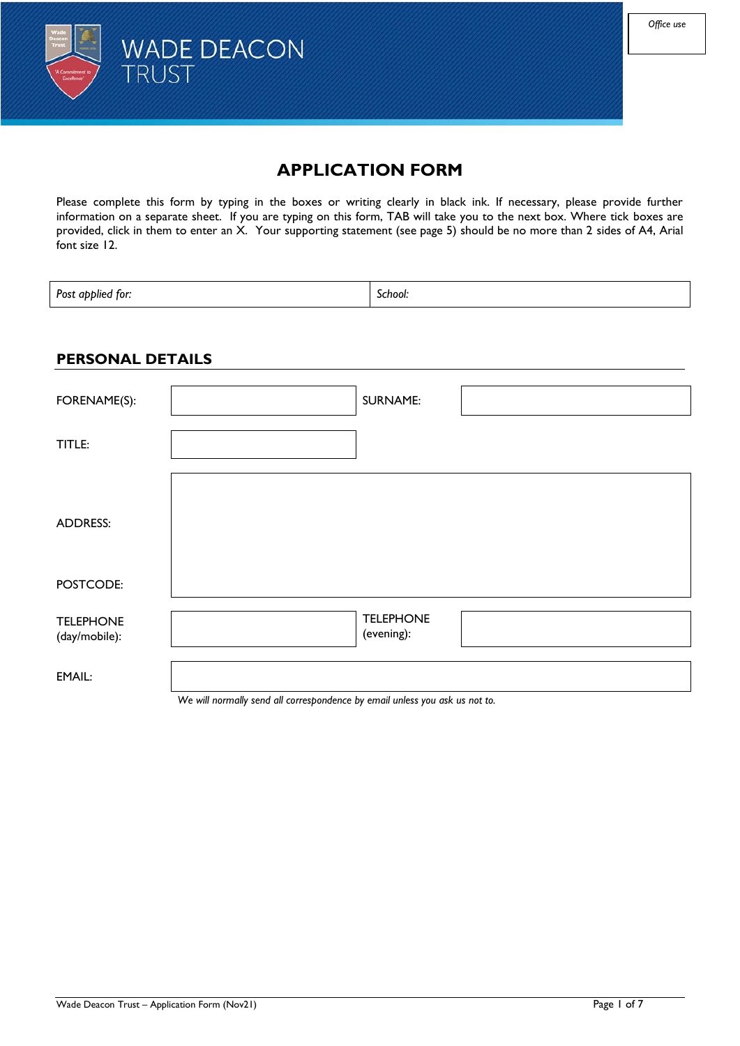WADE DEACON TRUST

| Office use |
|---|
| |

# APPLICATION FORM

Please complete this form by typing in the boxes or writing clearly in black ink. If necessary, please provide further information on a separate sheet. If you are typing on this form, TAB will take you to the next box. Where tick boxes are provided, click in them to enter an X. Your supporting statement (see page 5) should be no more than 2 sides of A4, Arial font size 12.

| *Post applied for:* | *School:* |
|---|---|

## PERSONAL DETAILS

| | | | |
|---|---|---|---|
| FORENAME(S): | | SURNAME: | |
| TITLE: | | | |
| ADDRESS: | | | |
| POSTCODE: | | | |
| TELEPHONE (day/mobile): | | TELEPHONE (evening): | |
| EMAIL: | | | |

*We will normally send all correspondence by email unless you ask us not to.*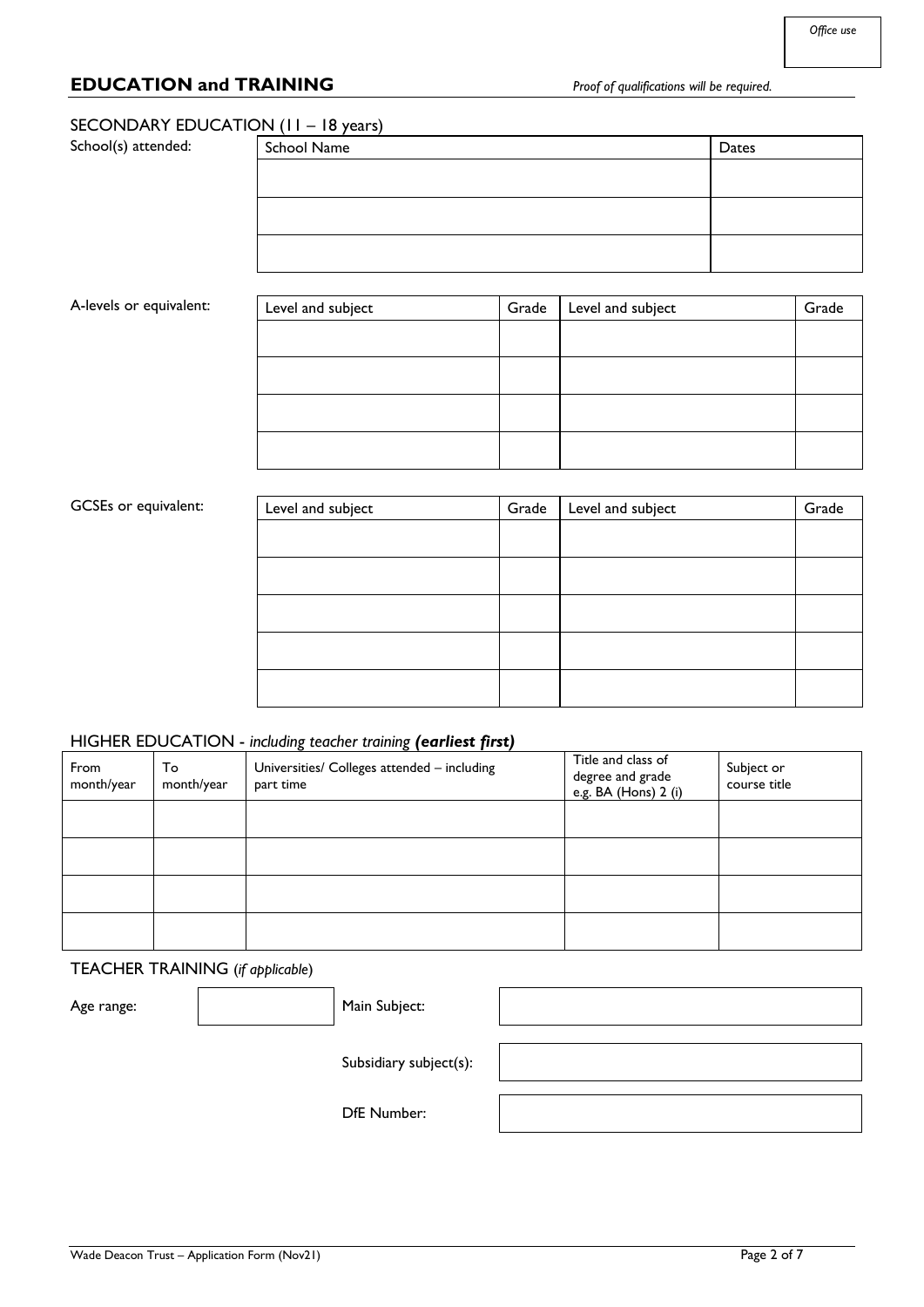Office use

## EDUCATION and TRAINING

*Proof of qualifications will be required.*

### SECONDARY EDUCATION (11 – 18 years)

School(s) attended:

| School Name | Dates |
|---|---|
| | |
| | |
| | |

A-levels or equivalent:

| Level and subject | Grade | Level and subject | Grade |
|---|---|---|---|
| | | | |
| | | | |
| | | | |
| | | | |

GCSEs or equivalent:

| Level and subject | Grade | Level and subject | Grade |
|---|---|---|---|
| | | | |
| | | | |
| | | | |
| | | | |
| | | | |

### HIGHER EDUCATION - *including teacher training* ***(earliest first)***

| From month/year | To month/year | Universities/ Colleges attended – including part time | Title and class of degree and grade e.g. BA (Hons) 2 (i) | Subject or course title |
|---|---|---|---|---|
| | | | | |
| | | | | |
| | | | | |
| | | | | |

### TEACHER TRAINING (*if applicable*)

Age range:

Main Subject:

Subsidiary subject(s):

DfE Number: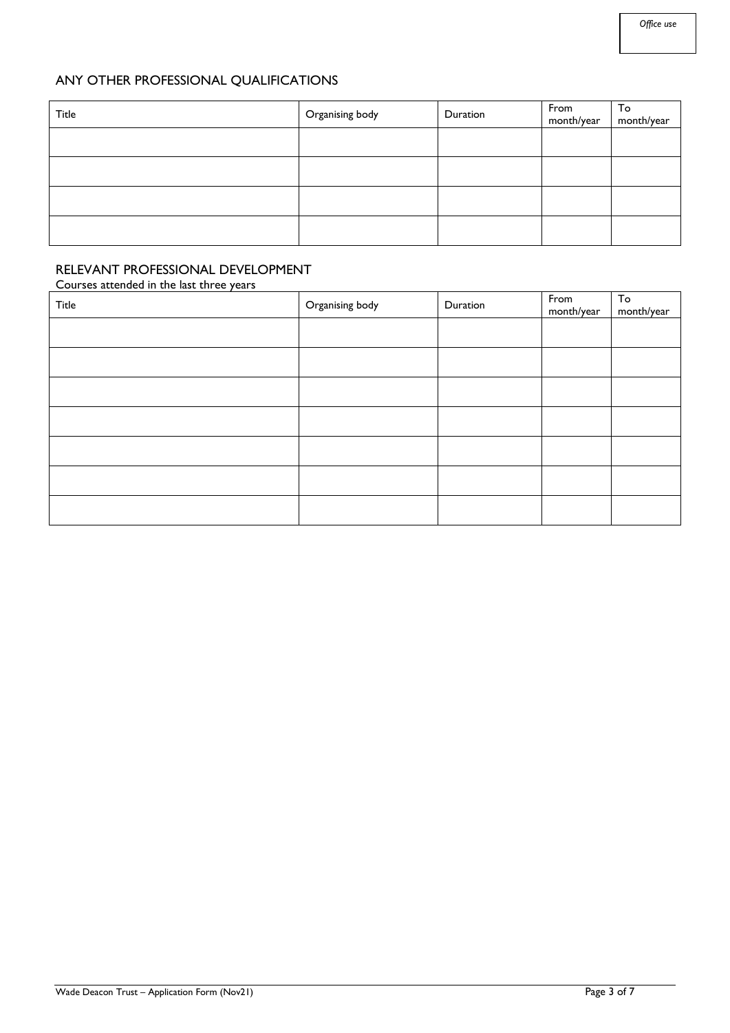Office use

## ANY OTHER PROFESSIONAL QUALIFICATIONS

| Title | Organising body | Duration | From month/year | To month/year |
|---|---|---|---|---|
| | | | | |
| | | | | |
| | | | | |
| | | | | |

## RELEVANT PROFESSIONAL DEVELOPMENT

Courses attended in the last three years

| Title | Organising body | Duration | From month/year | To month/year |
|---|---|---|---|---|
| | | | | |
| | | | | |
| | | | | |
| | | | | |
| | | | | |
| | | | | |
| | | | | |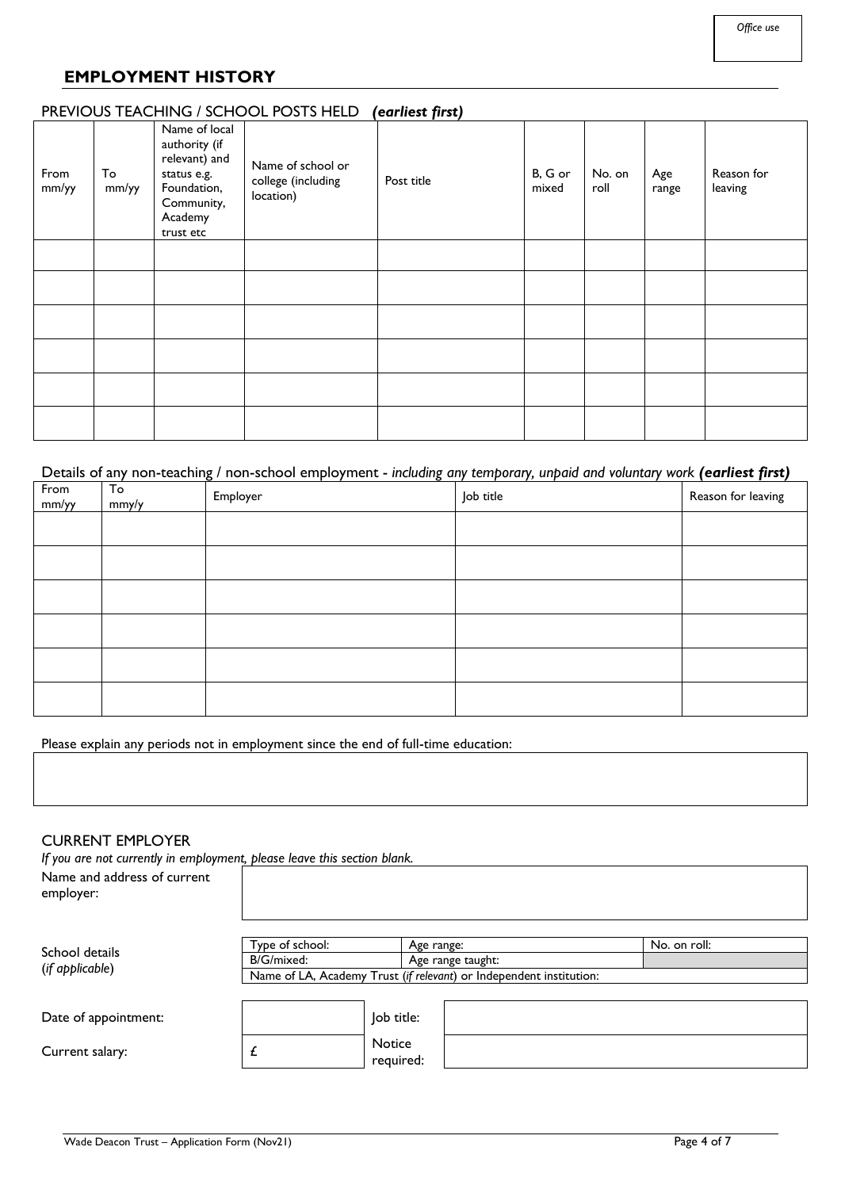Office use

## EMPLOYMENT HISTORY

### PREVIOUS TEACHING / SCHOOL POSTS HELD *(earliest first)*

| From mm/yy | To mm/yy | Name of local authority (if relevant) and status e.g. Foundation, Community, Academy trust etc | Name of school or college (including location) | Post title | B, G or mixed | No. on roll | Age range | Reason for leaving |
|---|---|---|---|---|---|---|---|---|
| | | | | | | | | |
| | | | | | | | | |
| | | | | | | | | |
| | | | | | | | | |
| | | | | | | | | |
| | | | | | | | | |

### Details of any non-teaching / non-school employment - *including any temporary, unpaid and voluntary work* ***(earliest first)***

| From mm/yy | To mmy/y | Employer | Job title | Reason for leaving |
|---|---|---|---|---|
| | | | | |
| | | | | |
| | | | | |
| | | | | |
| | | | | |
| | | | | |

Please explain any periods not in employment since the end of full-time education:

| |
|---|
| |

### CURRENT EMPLOYER

*If you are not currently in employment, please leave this section blank.*

| Name and address of current employer: | |
|---|---|

School details (*if applicable*)

| Type of school: | Age range: | No. on roll: |
|---|---|---|
| B/G/mixed: | Age range taught: | |
| Name of LA, Academy Trust (*if relevant*) or Independent institution: | | |

| Date of appointment: | | Job title: | |
|---|---|---|---|
| Current salary: | £ | Notice required: | |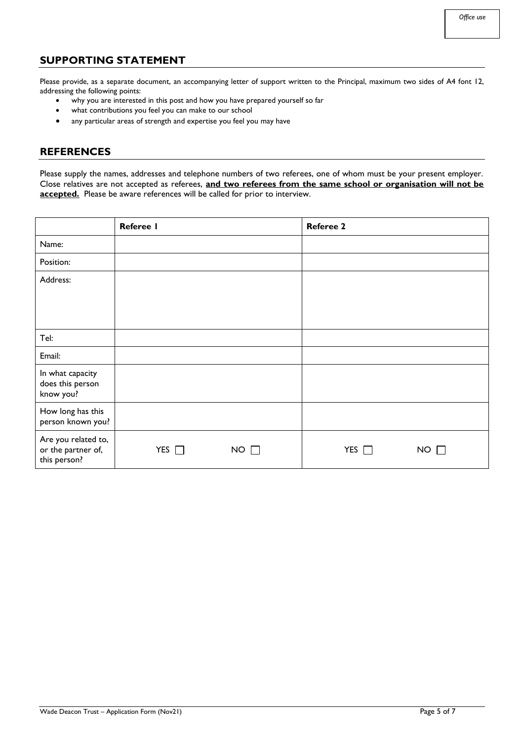Office use

## SUPPORTING STATEMENT

Please provide, as a separate document, an accompanying letter of support written to the Principal, maximum two sides of A4 font 12, addressing the following points:

- why you are interested in this post and how you have prepared yourself so far
- what contributions you feel you can make to our school
- any particular areas of strength and expertise you feel you may have

## REFERENCES

Please supply the names, addresses and telephone numbers of two referees, one of whom must be your present employer. Close relatives are not accepted as referees, **and two referees from the same school or organisation will not be accepted.** Please be aware references will be called for prior to interview.

| | **Referee 1** | **Referee 2** |
|---|---|---|
| Name: | | |
| Position: | | |
| Address: | | |
| Tel: | | |
| Email: | | |
| In what capacity does this person know you? | | |
| How long has this person known you? | | |
| Are you related to, or the partner of, this person? | YES ☐ NO ☐ | YES ☐ NO ☐ |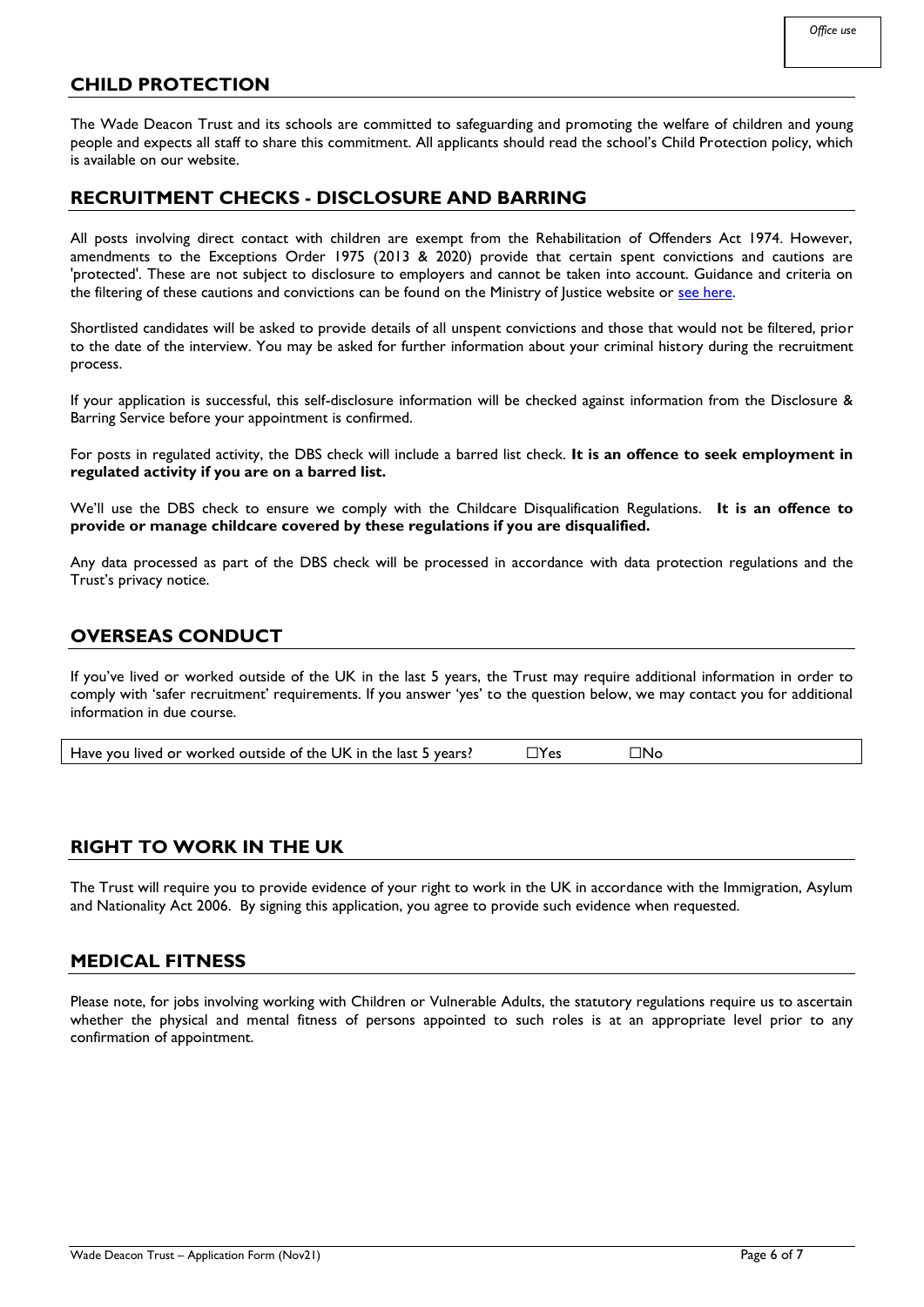Office use

## CHILD PROTECTION

The Wade Deacon Trust and its schools are committed to safeguarding and promoting the welfare of children and young people and expects all staff to share this commitment. All applicants should read the school's Child Protection policy, which is available on our website.

## RECRUITMENT CHECKS - DISCLOSURE AND BARRING

All posts involving direct contact with children are exempt from the Rehabilitation of Offenders Act 1974. However, amendments to the Exceptions Order 1975 (2013 & 2020) provide that certain spent convictions and cautions are 'protected'. These are not subject to disclosure to employers and cannot be taken into account. Guidance and criteria on the filtering of these cautions and convictions can be found on the Ministry of Justice website or see here.

Shortlisted candidates will be asked to provide details of all unspent convictions and those that would not be filtered, prior to the date of the interview. You may be asked for further information about your criminal history during the recruitment process.

If your application is successful, this self-disclosure information will be checked against information from the Disclosure & Barring Service before your appointment is confirmed.

For posts in regulated activity, the DBS check will include a barred list check. **It is an offence to seek employment in regulated activity if you are on a barred list.**

We'll use the DBS check to ensure we comply with the Childcare Disqualification Regulations. **It is an offence to provide or manage childcare covered by these regulations if you are disqualified.**

Any data processed as part of the DBS check will be processed in accordance with data protection regulations and the Trust's privacy notice.

## OVERSEAS CONDUCT

If you've lived or worked outside of the UK in the last 5 years, the Trust may require additional information in order to comply with 'safer recruitment' requirements. If you answer 'yes' to the question below, we may contact you for additional information in due course.

| Have you lived or worked outside of the UK in the last 5 years? | ☐Yes | ☐No |
|---|---|---|

## RIGHT TO WORK IN THE UK

The Trust will require you to provide evidence of your right to work in the UK in accordance with the Immigration, Asylum and Nationality Act 2006. By signing this application, you agree to provide such evidence when requested.

## MEDICAL FITNESS

Please note, for jobs involving working with Children or Vulnerable Adults, the statutory regulations require us to ascertain whether the physical and mental fitness of persons appointed to such roles is at an appropriate level prior to any confirmation of appointment.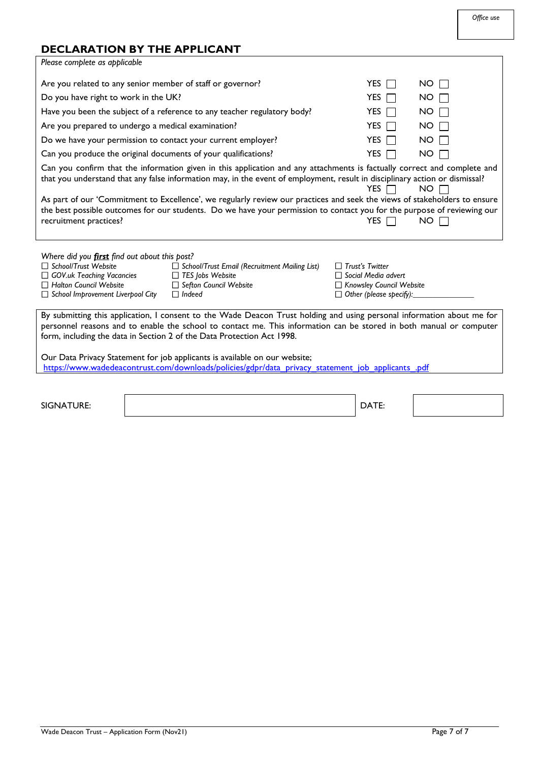Office use

## DECLARATION BY THE APPLICANT

*Please complete as applicable*

| | | |
|---|---|---|
| Are you related to any senior member of staff or governor? | YES ☐ | NO ☐ |
| Do you have right to work in the UK? | YES ☐ | NO ☐ |
| Have you been the subject of a reference to any teacher regulatory body? | YES ☐ | NO ☐ |
| Are you prepared to undergo a medical examination? | YES ☐ | NO ☐ |
| Do we have your permission to contact your current employer? | YES ☐ | NO ☐ |
| Can you produce the original documents of your qualifications? | YES ☐ | NO ☐ |

Can you confirm that the information given in this application and any attachments is factually correct and complete and that you understand that any false information may, in the event of employment, result in disciplinary action or dismissal? YES ☐ NO ☐

As part of our 'Commitment to Excellence', we regularly review our practices and seek the views of stakeholders to ensure the best possible outcomes for our students. Do we have your permission to contact you for the purpose of reviewing our recruitment practices? YES ☐ NO ☐

*Where did you **first** find out about this post?*

- ☐ *School/Trust Website*
- ☐ *GOV.uk Teaching Vacancies*
- ☐ *Halton Council Website*
- ☐ *School Improvement Liverpool City*
- ☐ *School/Trust Email (Recruitment Mailing List)*
- ☐ *TES Jobs Website*
- ☐ *Sefton Council Website*
- ☐ *Indeed*
- ☐ *Trust's Twitter*
- ☐ *Social Media advert*
- ☐ *Knowsley Council Website*
- ☐ *Other (please specify):*\_\_\_\_\_\_\_\_\_\_\_\_\_\_\_\_

By submitting this application, I consent to the Wade Deacon Trust holding and using personal information about me for personnel reasons and to enable the school to contact me. This information can be stored in both manual or computer form, including the data in Section 2 of the Data Protection Act 1998.

Our Data Privacy Statement for job applicants is available on our website;
https://www.wadedeacontrust.com/downloads/policies/gdpr/data_privacy_statement_job_applicants_.pdf

| SIGNATURE: | | DATE: | |
|---|---|---|---|